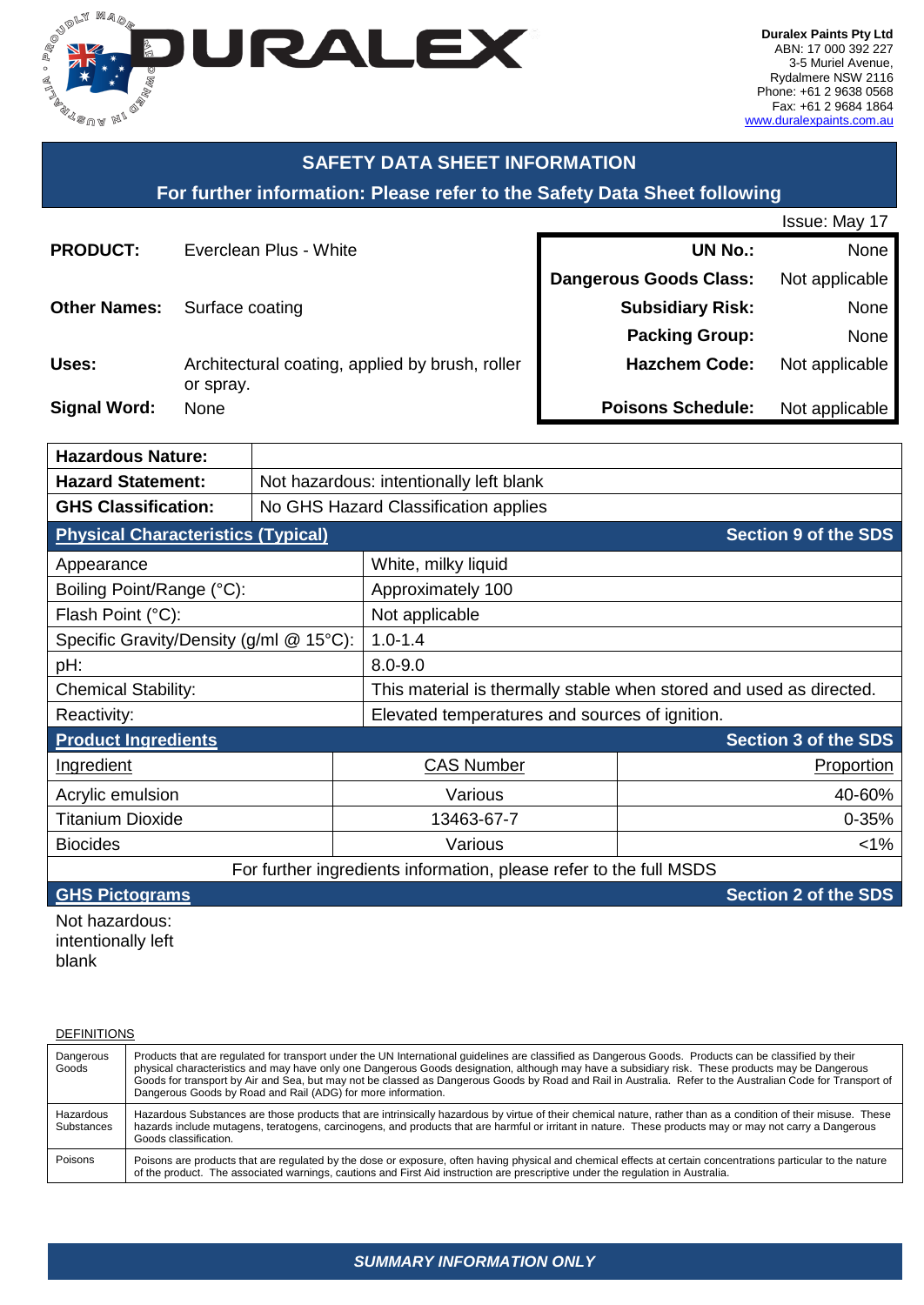**DURALEX**

**Duralex Paints Pty Ltd**
ABN: 17 000 392 227
3-5 Muriel Avenue,
Rydalmere NSW 2116
Phone: +61 2 9638 0568
Fax: +61 2 9684 1864
www.duralexpaints.com.au

## SAFETY DATA SHEET INFORMATION

### For further information: Please refer to the Safety Data Sheet following

Issue: May 17

**PRODUCT:** Everclean Plus - White

**Other Names:** Surface coating

**Uses:** Architectural coating, applied by brush, roller or spray.

**Signal Word:** None

| | |
|---|---|
| **UN No.:** | None |
| **Dangerous Goods Class:** | Not applicable |
| **Subsidiary Risk:** | None |
| **Packing Group:** | None |
| **Hazchem Code:** | Not applicable |
| **Poisons Schedule:** | Not applicable |

| | |
|---|---|
| **Hazardous Nature:** | |
| **Hazard Statement:** | Not hazardous: intentionally left blank |
| **GHS Classification:** | No GHS Hazard Classification applies |

### Physical Characteristics (Typical) — Section 9 of the SDS

| | |
|---|---|
| Appearance | White, milky liquid |
| Boiling Point/Range (°C): | Approximately 100 |
| Flash Point (°C): | Not applicable |
| Specific Gravity/Density (g/ml @ 15°C): | 1.0-1.4 |
| pH: | 8.0-9.0 |
| Chemical Stability: | This material is thermally stable when stored and used as directed. |
| Reactivity: | Elevated temperatures and sources of ignition. |

### Product Ingredients — Section 3 of the SDS

| Ingredient | CAS Number | Proportion |
|---|---|---|
| Acrylic emulsion | Various | 40-60% |
| Titanium Dioxide | 13463-67-7 | 0-35% |
| Biocides | Various | <1% |

For further ingredients information, please refer to the full MSDS

### GHS Pictograms — Section 2 of the SDS

Not hazardous: intentionally left blank

DEFINITIONS

| | |
|---|---|
| Dangerous Goods | Products that are regulated for transport under the UN International guidelines are classified as Dangerous Goods. Products can be classified by their physical characteristics and may have only one Dangerous Goods designation, although may have a subsidiary risk. These products may be Dangerous Goods for transport by Air and Sea, but may not be classed as Dangerous Goods by Road and Rail in Australia. Refer to the Australian Code for Transport of Dangerous Goods by Road and Rail (ADG) for more information. |
| Hazardous Substances | Hazardous Substances are those products that are intrinsically hazardous by virtue of their chemical nature, rather than as a condition of their misuse. These hazards include mutagens, teratogens, carcinogens, and products that are harmful or irritant in nature. These products may or may not carry a Dangerous Goods classification. |
| Poisons | Poisons are products that are regulated by the dose or exposure, often having physical and chemical effects at certain concentrations particular to the nature of the product. The associated warnings, cautions and First Aid instruction are prescriptive under the regulation in Australia. |

***SUMMARY INFORMATION ONLY***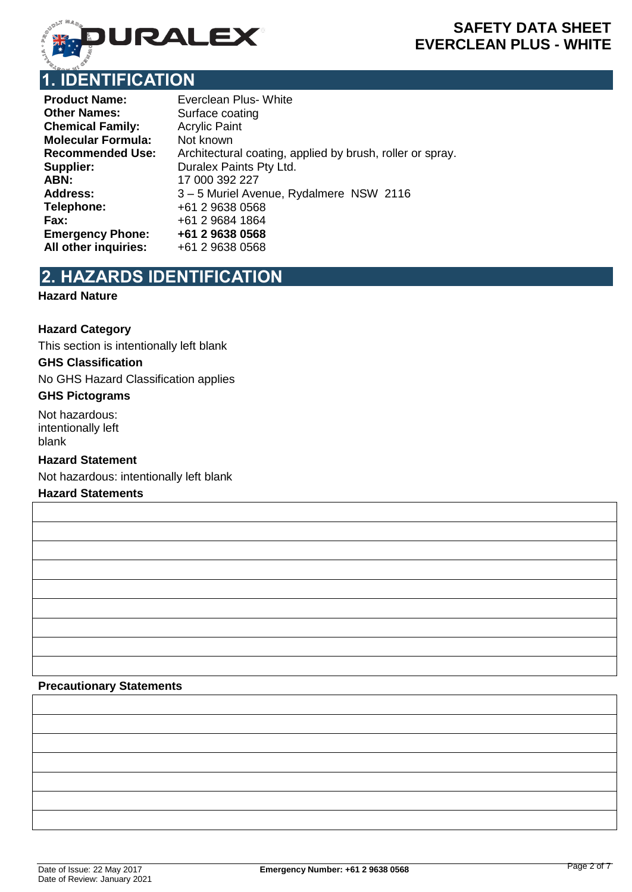# 1. IDENTIFICATION

| | |
|---|---|
| **Product Name:** | Everclean Plus- White |
| **Other Names:** | Surface coating |
| **Chemical Family:** | Acrylic Paint |
| **Molecular Formula:** | Not known |
| **Recommended Use:** | Architectural coating, applied by brush, roller or spray. |
| **Supplier:** | Duralex Paints Pty Ltd. |
| **ABN:** | 17 000 392 227 |
| **Address:** | 3 – 5 Muriel Avenue, Rydalmere NSW 2116 |
| **Telephone:** | +61 2 9638 0568 |
| **Fax:** | +61 2 9684 1864 |
| **Emergency Phone:** | **+61 2 9638 0568** |
| **All other inquiries:** | +61 2 9638 0568 |

# 2. HAZARDS IDENTIFICATION

**Hazard Nature**

**Hazard Category**

This section is intentionally left blank

**GHS Classification**

No GHS Hazard Classification applies

**GHS Pictograms**

Not hazardous: intentionally left blank

**Hazard Statement**

Not hazardous: intentionally left blank

**Hazard Statements**

**Precautionary Statements**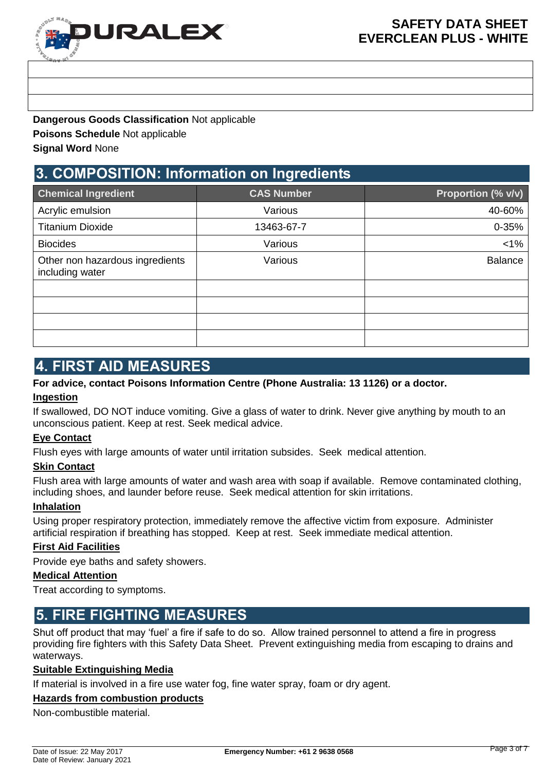**Dangerous Goods Classification** Not applicable

**Poisons Schedule** Not applicable

**Signal Word** None

## 3. COMPOSITION: Information on Ingredients

| Chemical Ingredient | CAS Number | Proportion (% v/v) |
|---|---|---|
| Acrylic emulsion | Various | 40-60% |
| Titanium Dioxide | 13463-67-7 | 0-35% |
| Biocides | Various | <1% |
| Other non hazardous ingredients including water | Various | Balance |
| | | |
| | | |
| | | |
| | | |

## 4. FIRST AID MEASURES

**For advice, contact Poisons Information Centre (Phone Australia: 13 1126) or a doctor.**

**Ingestion**

If swallowed, DO NOT induce vomiting. Give a glass of water to drink. Never give anything by mouth to an unconscious patient. Keep at rest. Seek medical advice.

**Eye Contact**

Flush eyes with large amounts of water until irritation subsides. Seek medical attention.

**Skin Contact**

Flush area with large amounts of water and wash area with soap if available. Remove contaminated clothing, including shoes, and launder before reuse. Seek medical attention for skin irritations.

**Inhalation**

Using proper respiratory protection, immediately remove the affective victim from exposure. Administer artificial respiration if breathing has stopped. Keep at rest. Seek immediate medical attention.

**First Aid Facilities**

Provide eye baths and safety showers.

**Medical Attention**

Treat according to symptoms.

## 5. FIRE FIGHTING MEASURES

Shut off product that may 'fuel' a fire if safe to do so. Allow trained personnel to attend a fire in progress providing fire fighters with this Safety Data Sheet. Prevent extinguishing media from escaping to drains and waterways.

**Suitable Extinguishing Media**

If material is involved in a fire use water fog, fine water spray, foam or dry agent.

**Hazards from combustion products**

Non-combustible material.

Date of Issue: 22 May 2017
Date of Review: January 2021

**Emergency Number: +61 2 9638 0568**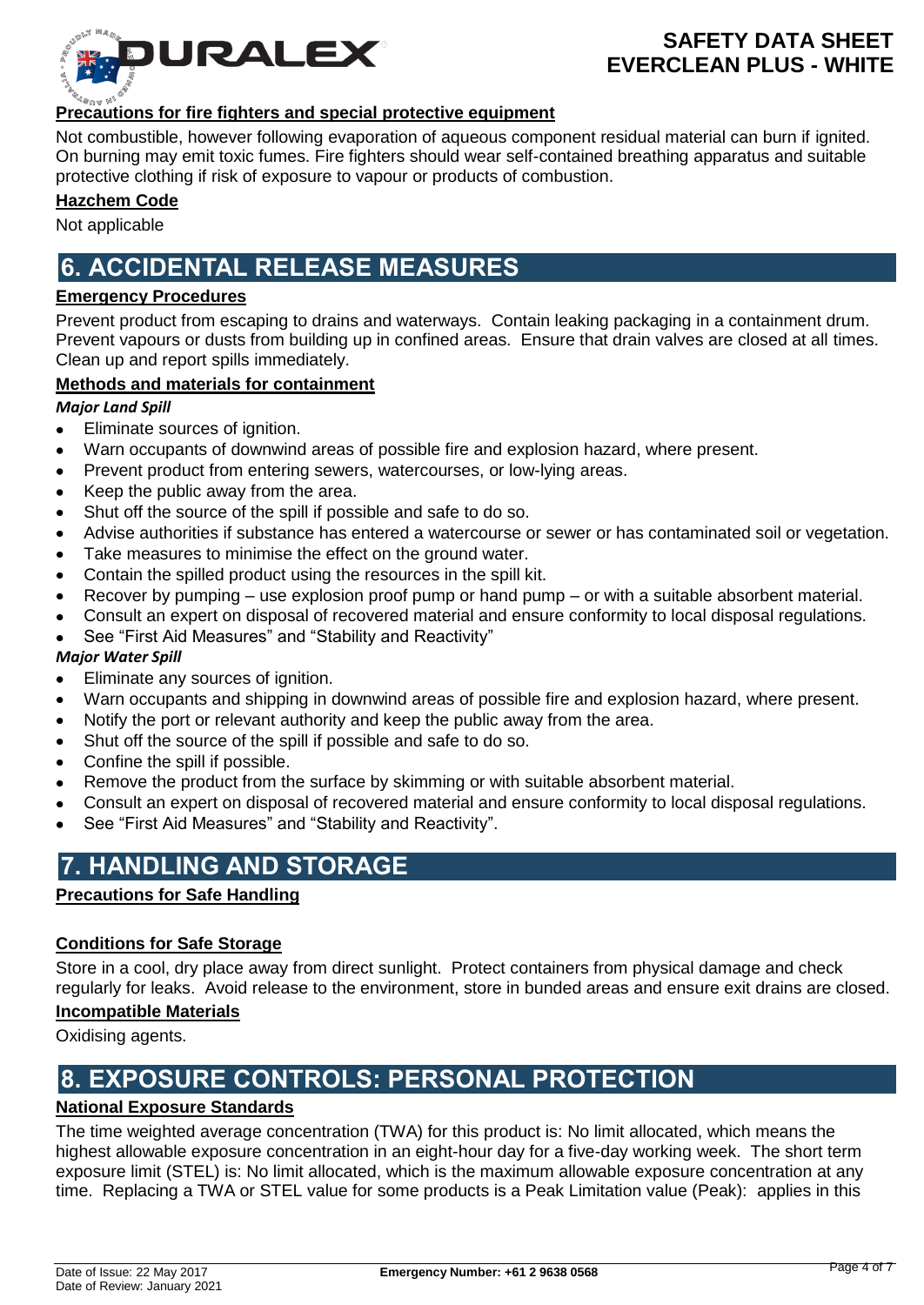**Precautions for fire fighters and special protective equipment**

Not combustible, however following evaporation of aqueous component residual material can burn if ignited. On burning may emit toxic fumes. Fire fighters should wear self-contained breathing apparatus and suitable protective clothing if risk of exposure to vapour or products of combustion.

**Hazchem Code**

Not applicable

## 6. ACCIDENTAL RELEASE MEASURES

**Emergency Procedures**

Prevent product from escaping to drains and waterways. Contain leaking packaging in a containment drum. Prevent vapours or dusts from building up in confined areas. Ensure that drain valves are closed at all times. Clean up and report spills immediately.

**Methods and materials for containment**

***Major Land Spill***

- Eliminate sources of ignition.
- Warn occupants of downwind areas of possible fire and explosion hazard, where present.
- Prevent product from entering sewers, watercourses, or low-lying areas.
- Keep the public away from the area.
- Shut off the source of the spill if possible and safe to do so.
- Advise authorities if substance has entered a watercourse or sewer or has contaminated soil or vegetation.
- Take measures to minimise the effect on the ground water.
- Contain the spilled product using the resources in the spill kit.
- Recover by pumping – use explosion proof pump or hand pump – or with a suitable absorbent material.
- Consult an expert on disposal of recovered material and ensure conformity to local disposal regulations.
- See "First Aid Measures" and "Stability and Reactivity"

***Major Water Spill***

- Eliminate any sources of ignition.
- Warn occupants and shipping in downwind areas of possible fire and explosion hazard, where present.
- Notify the port or relevant authority and keep the public away from the area.
- Shut off the source of the spill if possible and safe to do so.
- Confine the spill if possible.
- Remove the product from the surface by skimming or with suitable absorbent material.
- Consult an expert on disposal of recovered material and ensure conformity to local disposal regulations.
- See "First Aid Measures" and "Stability and Reactivity".

## 7. HANDLING AND STORAGE

**Precautions for Safe Handling**

**Conditions for Safe Storage**

Store in a cool, dry place away from direct sunlight. Protect containers from physical damage and check regularly for leaks. Avoid release to the environment, store in bunded areas and ensure exit drains are closed.

**Incompatible Materials**

Oxidising agents.

## 8. EXPOSURE CONTROLS: PERSONAL PROTECTION

**National Exposure Standards**

The time weighted average concentration (TWA) for this product is: No limit allocated, which means the highest allowable exposure concentration in an eight-hour day for a five-day working week. The short term exposure limit (STEL) is: No limit allocated, which is the maximum allowable exposure concentration at any time. Replacing a TWA or STEL value for some products is a Peak Limitation value (Peak): applies in this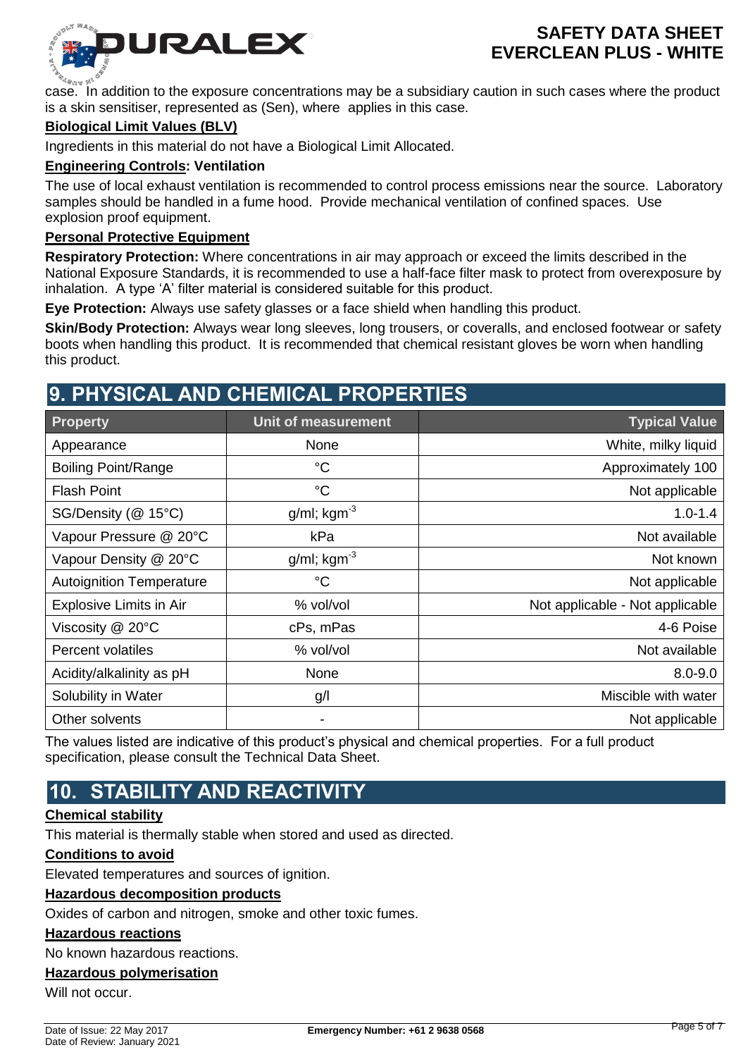case. In addition to the exposure concentrations may be a subsidiary caution in such cases where the product is a skin sensitiser, represented as (Sen), where applies in this case.

**Biological Limit Values (BLV)**

Ingredients in this material do not have a Biological Limit Allocated.

**Engineering Controls: Ventilation**

The use of local exhaust ventilation is recommended to control process emissions near the source. Laboratory samples should be handled in a fume hood. Provide mechanical ventilation of confined spaces. Use explosion proof equipment.

**Personal Protective Equipment**

**Respiratory Protection:** Where concentrations in air may approach or exceed the limits described in the National Exposure Standards, it is recommended to use a half-face filter mask to protect from overexposure by inhalation. A type 'A' filter material is considered suitable for this product.

**Eye Protection:** Always use safety glasses or a face shield when handling this product.

**Skin/Body Protection:** Always wear long sleeves, long trousers, or coveralls, and enclosed footwear or safety boots when handling this product. It is recommended that chemical resistant gloves be worn when handling this product.

## 9. PHYSICAL AND CHEMICAL PROPERTIES

| Property | Unit of measurement | Typical Value |
|---|---|---|
| Appearance | None | White, milky liquid |
| Boiling Point/Range | °C | Approximately 100 |
| Flash Point | °C | Not applicable |
| SG/Density (@ 15°C) | g/ml; $kgm^{-3}$ | 1.0-1.4 |
| Vapour Pressure @ 20°C | kPa | Not available |
| Vapour Density @ 20°C | g/ml; $kgm^{-3}$ | Not known |
| Autoignition Temperature | °C | Not applicable |
| Explosive Limits in Air | % vol/vol | Not applicable - Not applicable |
| Viscosity @ 20°C | cPs, mPas | 4-6 Poise |
| Percent volatiles | % vol/vol | Not available |
| Acidity/alkalinity as pH | None | 8.0-9.0 |
| Solubility in Water | g/l | Miscible with water |
| Other solvents | - | Not applicable |

The values listed are indicative of this product's physical and chemical properties. For a full product specification, please consult the Technical Data Sheet.

## 10. STABILITY AND REACTIVITY

**Chemical stability**

This material is thermally stable when stored and used as directed.

**Conditions to avoid**

Elevated temperatures and sources of ignition.

**Hazardous decomposition products**

Oxides of carbon and nitrogen, smoke and other toxic fumes.

**Hazardous reactions**

No known hazardous reactions.

**Hazardous polymerisation**

Will not occur.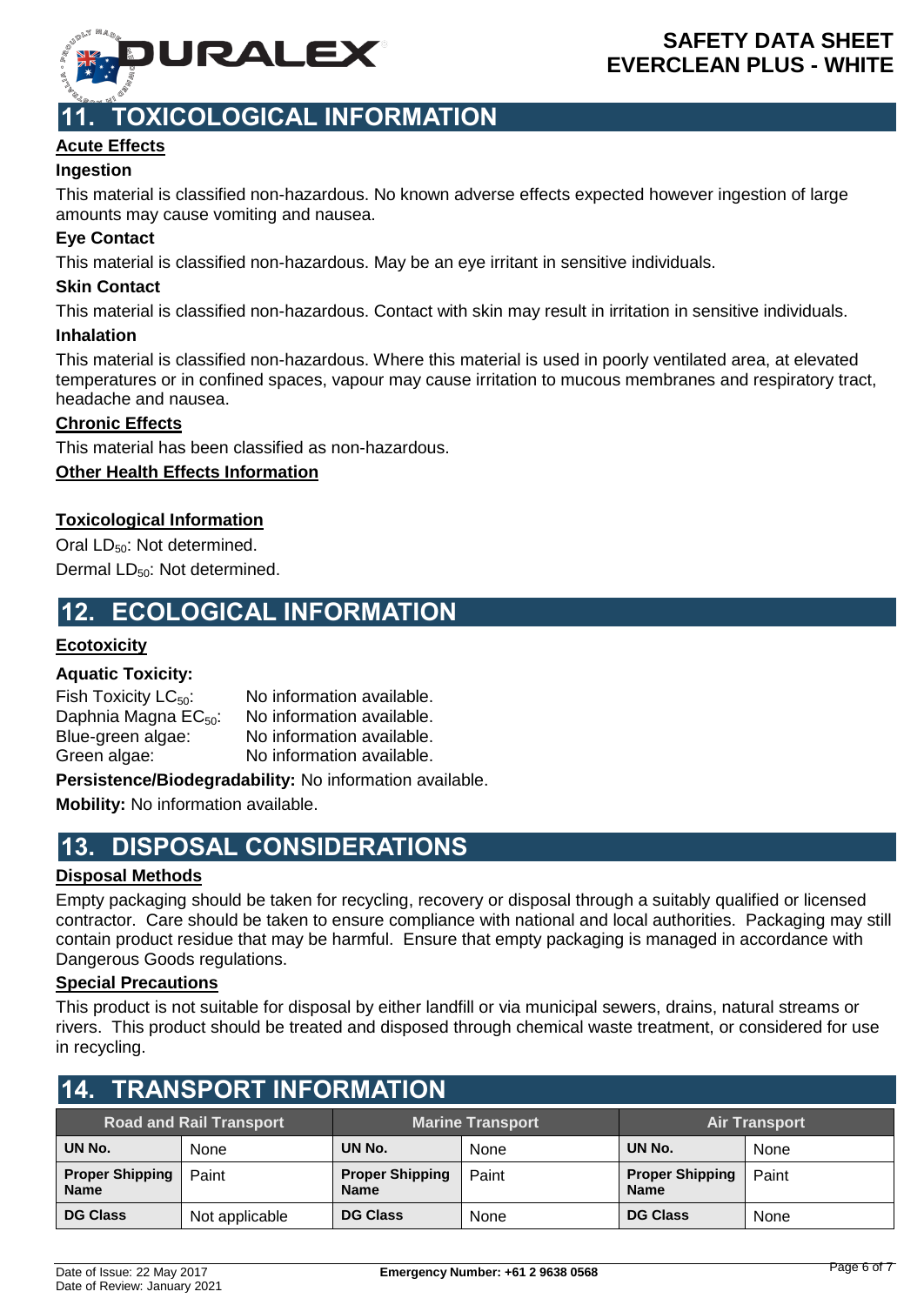## 11. TOXICOLOGICAL INFORMATION

**Acute Effects**

**Ingestion**

This material is classified non-hazardous. No known adverse effects expected however ingestion of large amounts may cause vomiting and nausea.

**Eye Contact**

This material is classified non-hazardous. May be an eye irritant in sensitive individuals.

**Skin Contact**

This material is classified non-hazardous. Contact with skin may result in irritation in sensitive individuals.

**Inhalation**

This material is classified non-hazardous. Where this material is used in poorly ventilated area, at elevated temperatures or in confined spaces, vapour may cause irritation to mucous membranes and respiratory tract, headache and nausea.

**Chronic Effects**

This material has been classified as non-hazardous.

**Other Health Effects Information**

**Toxicological Information**

Oral $LD_{50}$: Not determined.

Dermal $LD_{50}$: Not determined.

## 12. ECOLOGICAL INFORMATION

**Ecotoxicity**

**Aquatic Toxicity:**

Fish Toxicity $LC_{50}$: No information available.
Daphnia Magna $EC_{50}$: No information available.
Blue-green algae: No information available.
Green algae: No information available.

**Persistence/Biodegradability:** No information available.

**Mobility:** No information available.

## 13. DISPOSAL CONSIDERATIONS

**Disposal Methods**

Empty packaging should be taken for recycling, recovery or disposal through a suitably qualified or licensed contractor. Care should be taken to ensure compliance with national and local authorities. Packaging may still contain product residue that may be harmful. Ensure that empty packaging is managed in accordance with Dangerous Goods regulations.

**Special Precautions**

This product is not suitable for disposal by either landfill or via municipal sewers, drains, natural streams or rivers. This product should be treated and disposed through chemical waste treatment, or considered for use in recycling.

## 14. TRANSPORT INFORMATION

| Road and Rail Transport | | Marine Transport | | Air Transport | |
|---|---|---|---|---|---|
| **UN No.** | None | **UN No.** | None | **UN No.** | None |
| **Proper Shipping Name** | Paint | **Proper Shipping Name** | Paint | **Proper Shipping Name** | Paint |
| **DG Class** | Not applicable | **DG Class** | None | **DG Class** | None |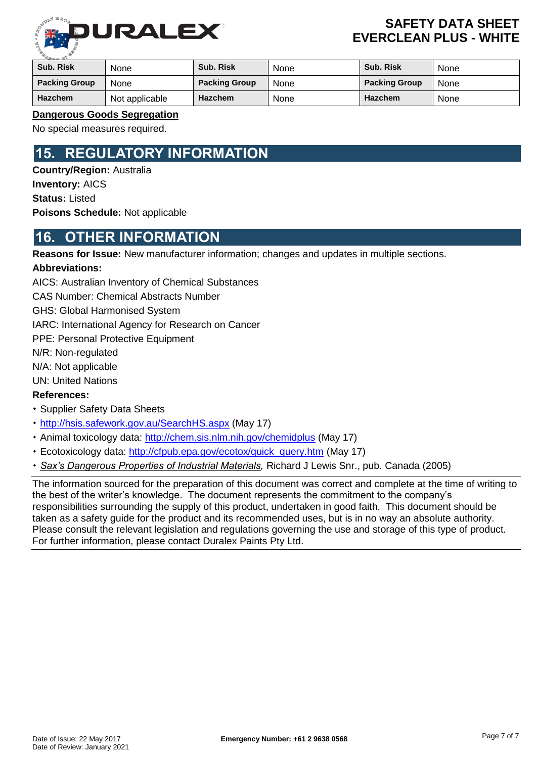| Sub. Risk | None | Sub. Risk | None | Sub. Risk | None |
|---|---|---|---|---|---|
| Packing Group | None | Packing Group | None | Packing Group | None |
| Hazchem | Not applicable | Hazchem | None | Hazchem | None |

**Dangerous Goods Segregation**

No special measures required.

## 15. REGULATORY INFORMATION

**Country/Region:** Australia

**Inventory:** AICS

**Status:** Listed

**Poisons Schedule:** Not applicable

## 16. OTHER INFORMATION

**Reasons for Issue:** New manufacturer information; changes and updates in multiple sections.

**Abbreviations:**

AICS: Australian Inventory of Chemical Substances

CAS Number: Chemical Abstracts Number

GHS: Global Harmonised System

IARC: International Agency for Research on Cancer

PPE: Personal Protective Equipment

N/R: Non-regulated

N/A: Not applicable

UN: United Nations

**References:**

- Supplier Safety Data Sheets
- http://hsis.safework.gov.au/SearchHS.aspx (May 17)
- Animal toxicology data: http://chem.sis.nlm.nih.gov/chemidplus (May 17)
- Ecotoxicology data: http://cfpub.epa.gov/ecotox/quick_query.htm (May 17)
- *Sax's Dangerous Properties of Industrial Materials,* Richard J Lewis Snr., pub. Canada (2005)

The information sourced for the preparation of this document was correct and complete at the time of writing to the best of the writer's knowledge. The document represents the commitment to the company's responsibilities surrounding the supply of this product, undertaken in good faith. This document should be taken as a safety guide for the product and its recommended uses, but is in no way an absolute authority. Please consult the relevant legislation and regulations governing the use and storage of this type of product. For further information, please contact Duralex Paints Pty Ltd.